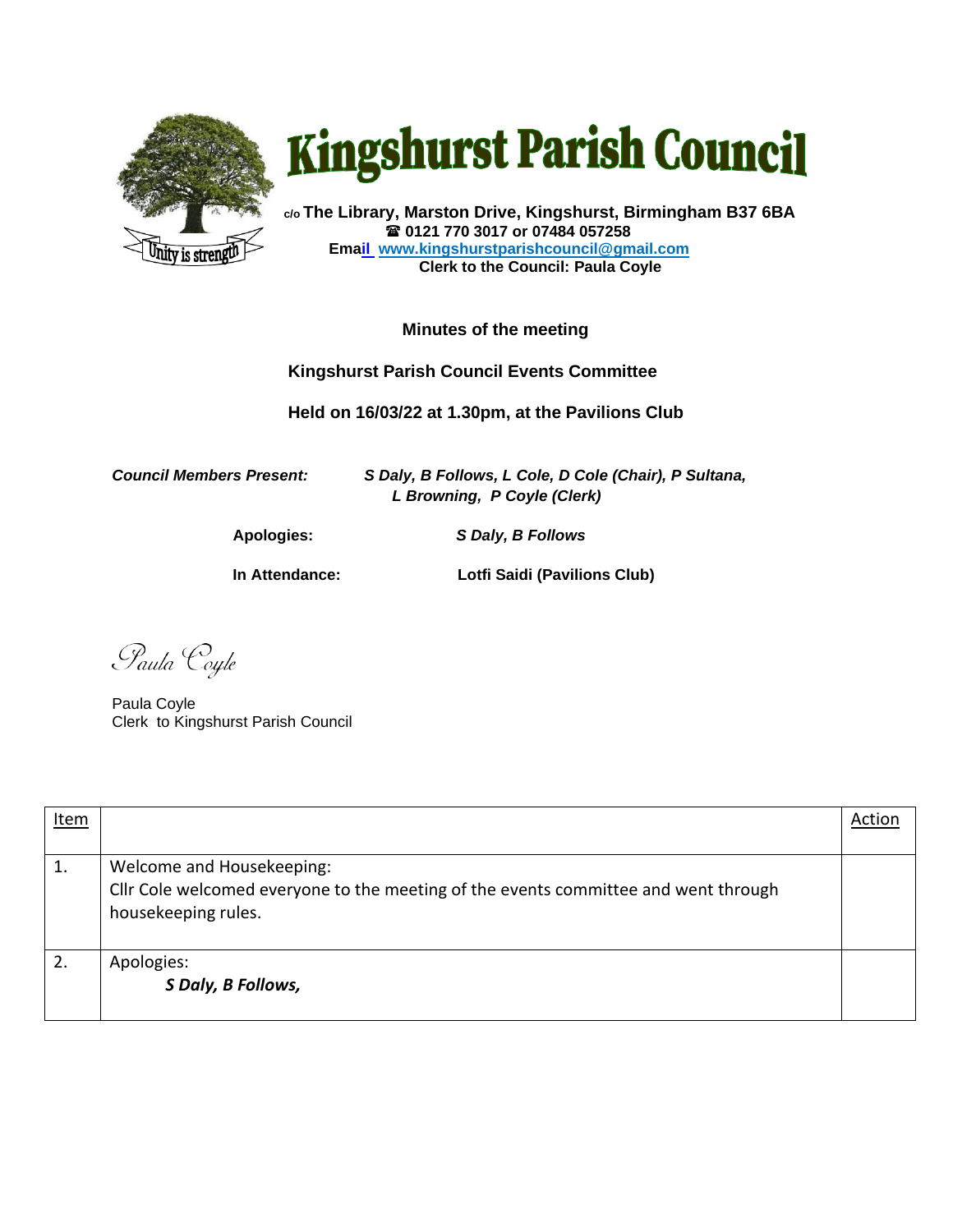# Kingshurst Parish Council

c/o **The Library, Marston Drive, Kingshurst, Birmingham B37 6BA**
**☎ 0121 770 3017 or 07484 057258**
**Email www.kingshurstparishcouncil@gmail.com**
**Clerk to the Council: Paula Coyle**

Unity is strength

**Minutes of the meeting**

**Kingshurst Parish Council Events Committee**

**Held on 16/03/22 at 1.30pm, at the Pavilions Club**

***Council Members Present:*** *S Daly, B Follows, L Cole, D Cole (Chair), P Sultana, L Browning, P Coyle (Clerk)*

**Apologies:** ***S Daly, B Follows***

**In Attendance:** **Lotfi Saidi (Pavilions Club)**

*Paula Coyle*

Paula Coyle
Clerk to Kingshurst Parish Council

| Item | | Action |
|---|---|---|
| 1. | Welcome and Housekeeping:<br>Cllr Cole welcomed everyone to the meeting of the events committee and went through housekeeping rules. | |
| 2. | Apologies:<br>***S Daly, B Follows,*** | |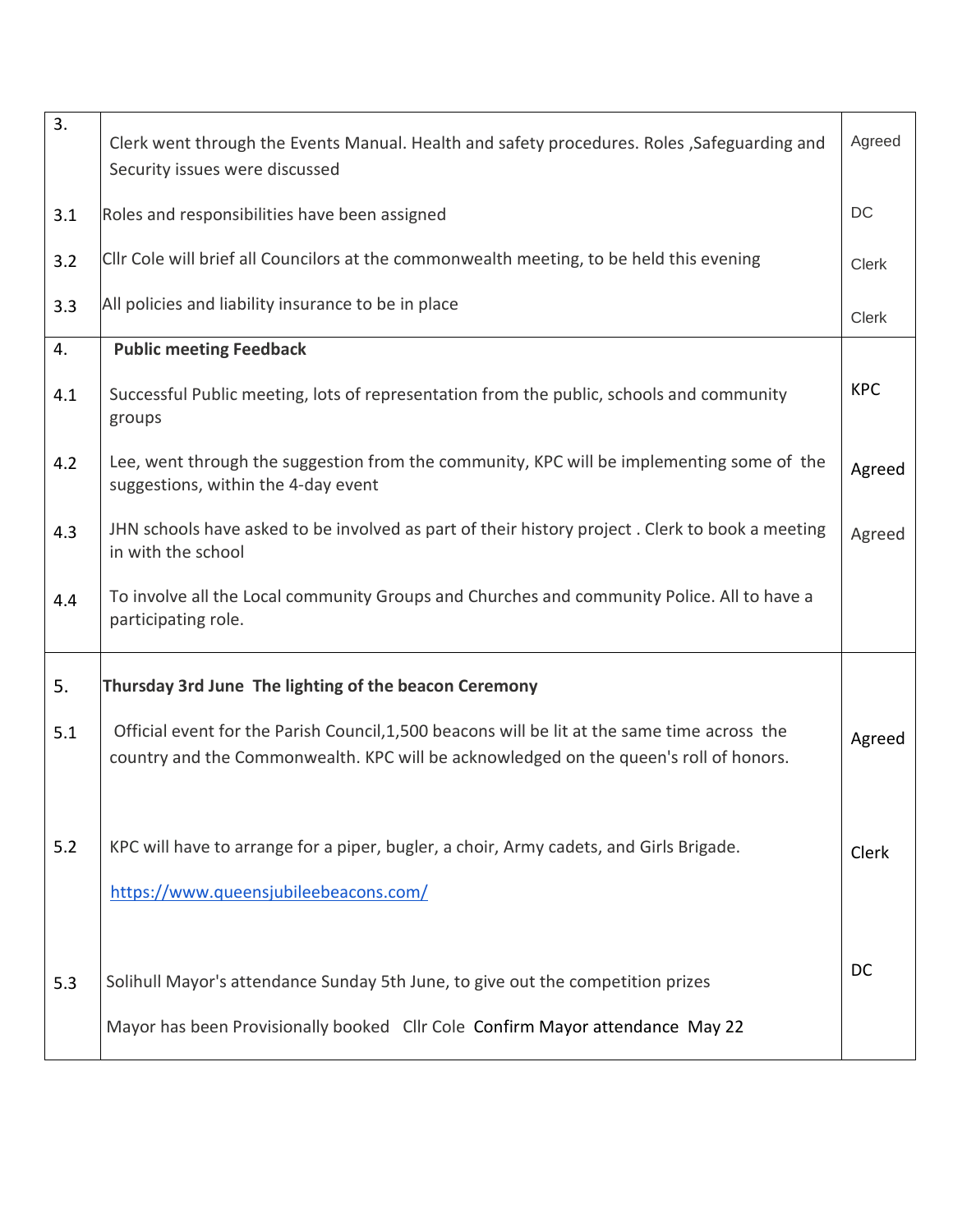| | | |
|---|---|---|
| 3. | Clerk went through the Events Manual. Health and safety procedures. Roles ,Safeguarding and Security issues were discussed | Agreed |
| 3.1 | Roles and responsibilities have been assigned | DC |
| 3.2 | Cllr Cole will brief all Councilors at the commonwealth meeting, to be held this evening | Clerk |
| 3.3 | All policies and liability insurance to be in place | Clerk |
| 4. | **Public meeting Feedback** | |
| 4.1 | Successful Public meeting, lots of representation from the public, schools and community groups | KPC |
| 4.2 | Lee, went through the suggestion from the community, KPC will be implementing some of the suggestions, within the 4-day event | Agreed |
| 4.3 | JHN schools have asked to be involved as part of their history project . Clerk to book a meeting in with the school | Agreed |
| 4.4 | To involve all the Local community Groups and Churches and community Police. All to have a participating role. | |
| 5. | **Thursday 3rd June The lighting of the beacon Ceremony** | |
| 5.1 | Official event for the Parish Council,1,500 beacons will be lit at the same time across the country and the Commonwealth. KPC will be acknowledged on the queen's roll of honors. | Agreed |
| 5.2 | KPC will have to arrange for a piper, bugler, a choir, Army cadets, and Girls Brigade.<br><br>https://www.queensjubileebeacons.com/ | Clerk |
| 5.3 | Solihull Mayor's attendance Sunday 5th June, to give out the competition prizes<br><br>Mayor has been Provisionally booked Cllr Cole Confirm Mayor attendance May 22 | DC |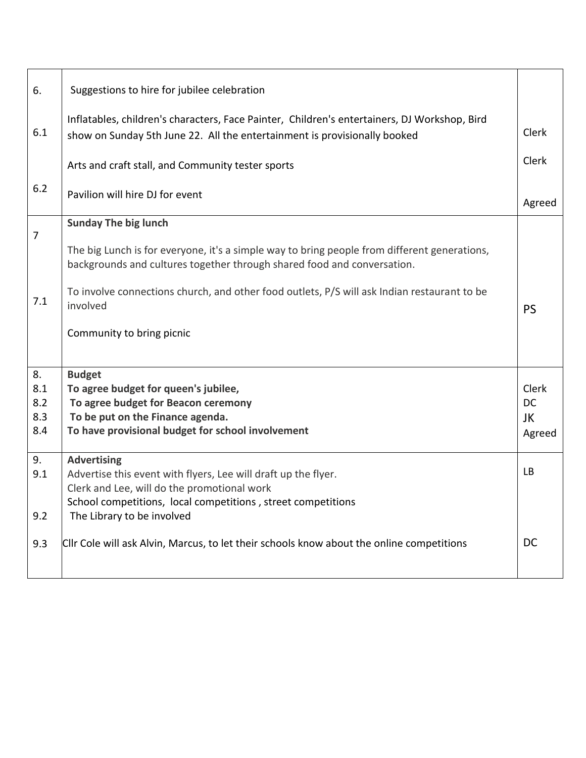| | | |
|---|---|---|
| 6. | Suggestions to hire for jubilee celebration | |
| 6.1 | Inflatables, children's characters, Face Painter, Children's entertainers, DJ Workshop, Bird show on Sunday 5th June 22. All the entertainment is provisionally booked | Clerk |
| | Arts and craft stall, and Community tester sports | Clerk |
| 6.2 | Pavilion will hire DJ for event | Agreed |
| 7 | **Sunday The big lunch**<br><br>The big Lunch is for everyone, it's a simple way to bring people from different generations, backgrounds and cultures together through shared food and conversation. | |
| 7.1 | To involve connections church, and other food outlets, P/S will ask Indian restaurant to be involved<br><br>Community to bring picnic | PS |
| 8.<br>8.1<br>8.2<br>8.3<br>8.4 | **Budget**<br>**To agree budget for queen's jubilee,**<br>**To agree budget for Beacon ceremony**<br>**To be put on the Finance agenda.**<br>**To have provisional budget for school involvement** | <br>Clerk<br>DC<br>JK<br>Agreed |
| 9.<br>9.1 | **Advertising**<br>Advertise this event with flyers, Lee will draft up the flyer.<br>Clerk and Lee, will do the promotional work<br>School competitions, local competitions , street competitions | LB |
| 9.2 | The Library to be involved | |
| 9.3 | Cllr Cole will ask Alvin, Marcus, to let their schools know about the online competitions | DC |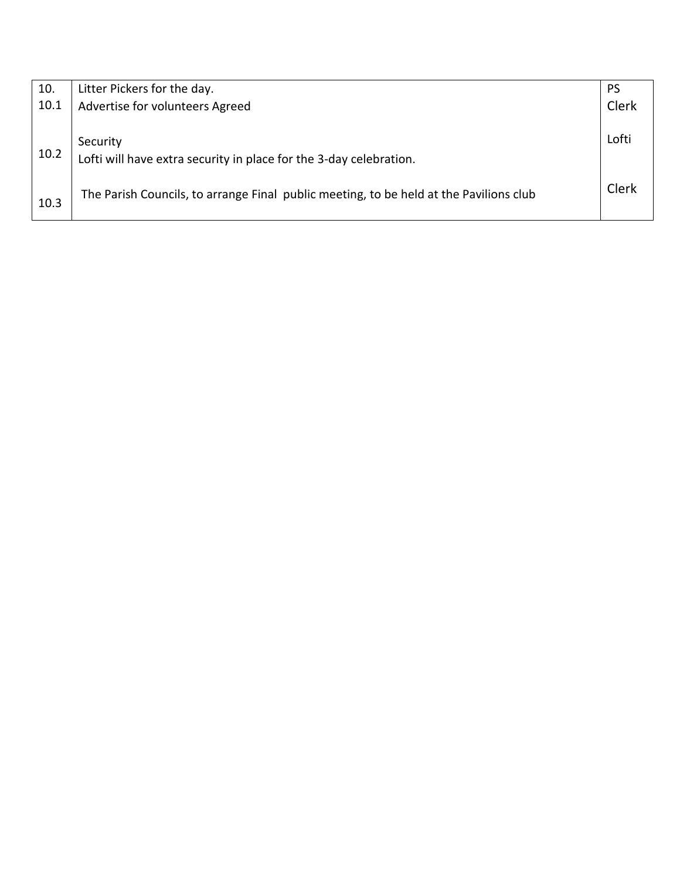| | | |
|---|---|---|
| 10.<br>10.1 | Litter Pickers for the day.<br>Advertise for volunteers Agreed | PS<br>Clerk |
| 10.2 | Security<br>Lofti will have extra security in place for the 3-day celebration. | Lofti |
| 10.3 | The Parish Councils, to arrange Final public meeting, to be held at the Pavilions club | Clerk |